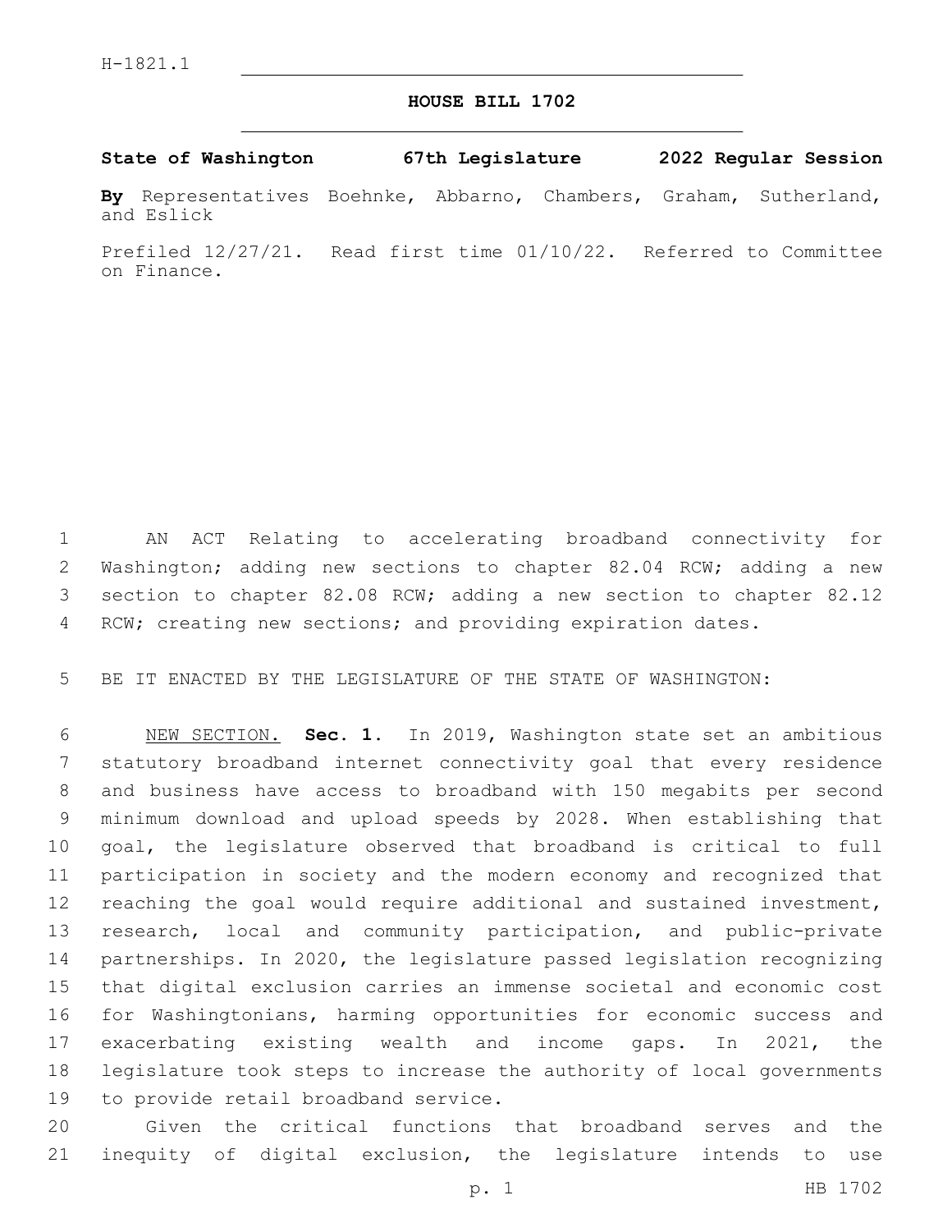H-1821.1

# HOUSE BILL 1702

**State of Washington 67th Legislature 2022 Regular Session**

**By** Representatives Boehnke, Abbarno, Chambers, Graham, Sutherland, and Eslick

Prefiled 12/27/21. Read first time 01/10/22. Referred to Committee on Finance.

AN ACT Relating to accelerating broadband connectivity for Washington; adding new sections to chapter 82.04 RCW; adding a new section to chapter 82.08 RCW; adding a new section to chapter 82.12 RCW; creating new sections; and providing expiration dates.

BE IT ENACTED BY THE LEGISLATURE OF THE STATE OF WASHINGTON:

NEW SECTION. **Sec. 1.** In 2019, Washington state set an ambitious statutory broadband internet connectivity goal that every residence and business have access to broadband with 150 megabits per second minimum download and upload speeds by 2028. When establishing that goal, the legislature observed that broadband is critical to full participation in society and the modern economy and recognized that reaching the goal would require additional and sustained investment, research, local and community participation, and public-private partnerships. In 2020, the legislature passed legislation recognizing that digital exclusion carries an immense societal and economic cost for Washingtonians, harming opportunities for economic success and exacerbating existing wealth and income gaps. In 2021, the legislature took steps to increase the authority of local governments to provide retail broadband service.

Given the critical functions that broadband serves and the inequity of digital exclusion, the legislature intends to use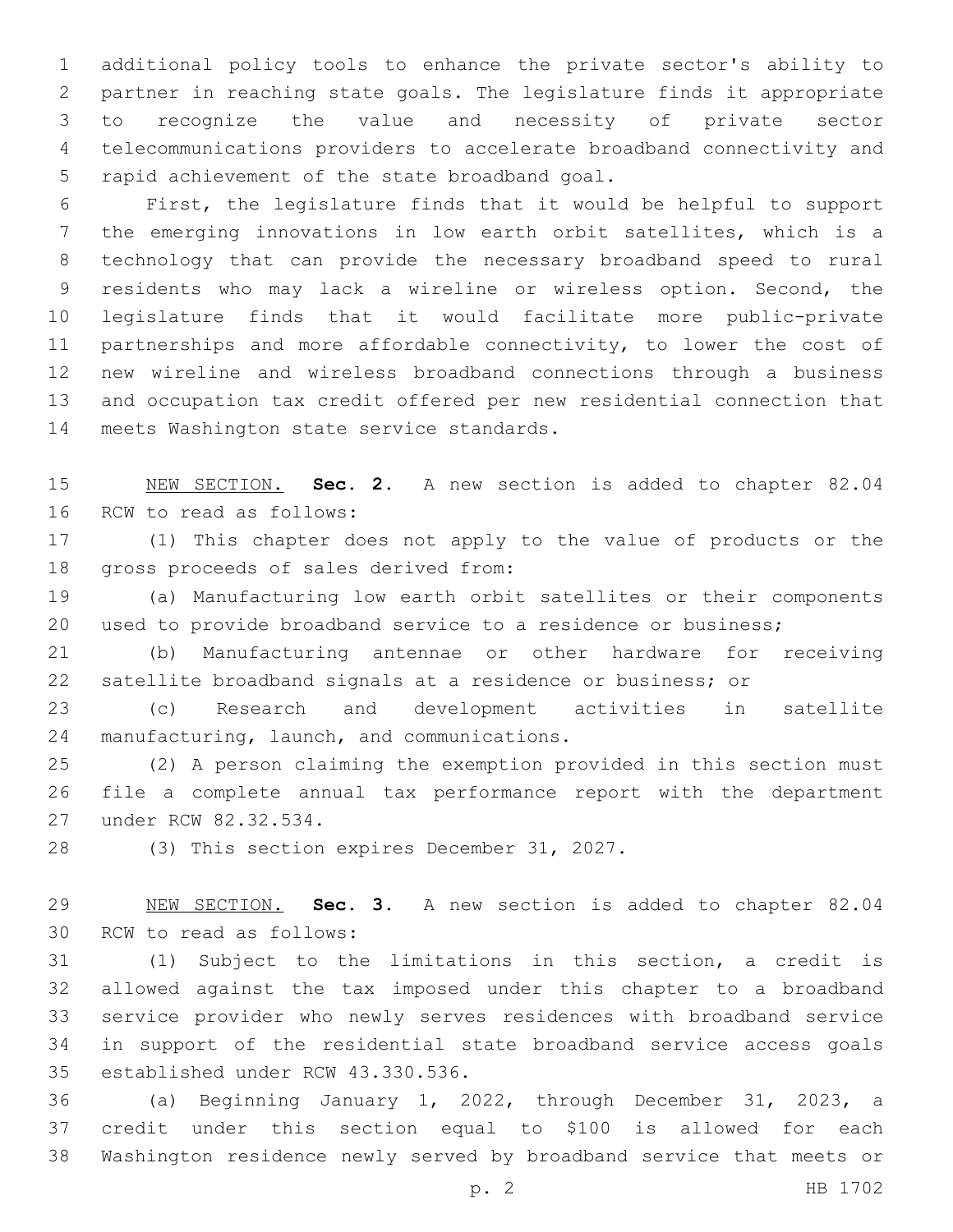additional policy tools to enhance the private sector's ability to partner in reaching state goals. The legislature finds it appropriate to recognize the value and necessity of private sector telecommunications providers to accelerate broadband connectivity and rapid achievement of the state broadband goal.

First, the legislature finds that it would be helpful to support the emerging innovations in low earth orbit satellites, which is a technology that can provide the necessary broadband speed to rural residents who may lack a wireline or wireless option. Second, the legislature finds that it would facilitate more public-private partnerships and more affordable connectivity, to lower the cost of new wireline and wireless broadband connections through a business and occupation tax credit offered per new residential connection that meets Washington state service standards.

NEW SECTION. **Sec. 2.** A new section is added to chapter 82.04 RCW to read as follows:

(1) This chapter does not apply to the value of products or the gross proceeds of sales derived from:

(a) Manufacturing low earth orbit satellites or their components used to provide broadband service to a residence or business;

(b) Manufacturing antennae or other hardware for receiving satellite broadband signals at a residence or business; or

(c) Research and development activities in satellite manufacturing, launch, and communications.

(2) A person claiming the exemption provided in this section must file a complete annual tax performance report with the department under RCW 82.32.534.

(3) This section expires December 31, 2027.

NEW SECTION. **Sec. 3.** A new section is added to chapter 82.04 RCW to read as follows:

(1) Subject to the limitations in this section, a credit is allowed against the tax imposed under this chapter to a broadband service provider who newly serves residences with broadband service in support of the residential state broadband service access goals established under RCW 43.330.536.

(a) Beginning January 1, 2022, through December 31, 2023, a credit under this section equal to $100 is allowed for each Washington residence newly served by broadband service that meets or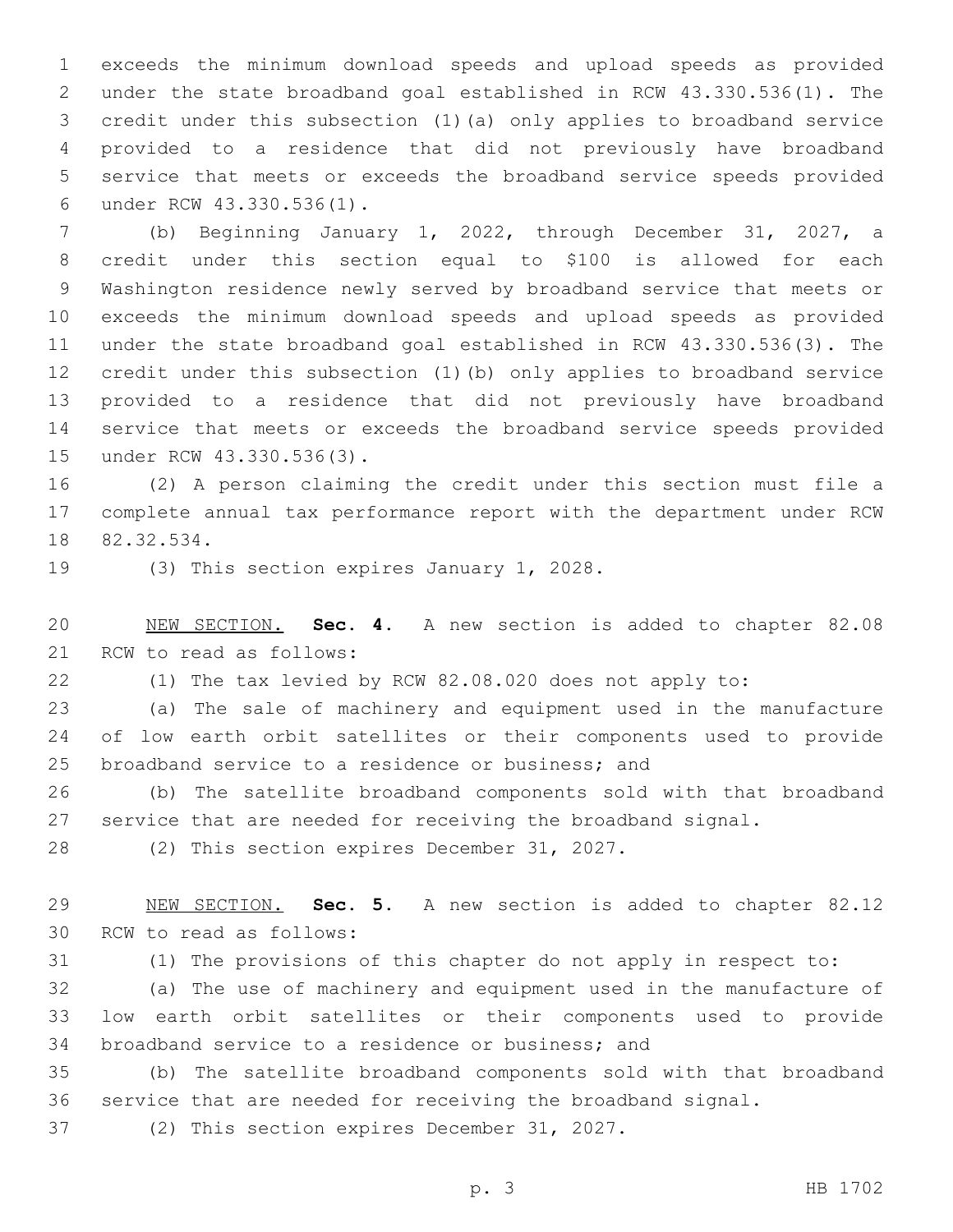exceeds the minimum download speeds and upload speeds as provided under the state broadband goal established in RCW 43.330.536(1). The credit under this subsection (1)(a) only applies to broadband service provided to a residence that did not previously have broadband service that meets or exceeds the broadband service speeds provided under RCW 43.330.536(1).

(b) Beginning January 1, 2022, through December 31, 2027, a credit under this section equal to $100 is allowed for each Washington residence newly served by broadband service that meets or exceeds the minimum download speeds and upload speeds as provided under the state broadband goal established in RCW 43.330.536(3). The credit under this subsection (1)(b) only applies to broadband service provided to a residence that did not previously have broadband service that meets or exceeds the broadband service speeds provided under RCW 43.330.536(3).

(2) A person claiming the credit under this section must file a complete annual tax performance report with the department under RCW 82.32.534.

(3) This section expires January 1, 2028.

NEW SECTION. **Sec. 4.** A new section is added to chapter 82.08 RCW to read as follows:

(1) The tax levied by RCW 82.08.020 does not apply to:

(a) The sale of machinery and equipment used in the manufacture of low earth orbit satellites or their components used to provide broadband service to a residence or business; and

(b) The satellite broadband components sold with that broadband service that are needed for receiving the broadband signal.

(2) This section expires December 31, 2027.

NEW SECTION. **Sec. 5.** A new section is added to chapter 82.12 RCW to read as follows:

(1) The provisions of this chapter do not apply in respect to:

(a) The use of machinery and equipment used in the manufacture of low earth orbit satellites or their components used to provide broadband service to a residence or business; and

(b) The satellite broadband components sold with that broadband service that are needed for receiving the broadband signal.

(2) This section expires December 31, 2027.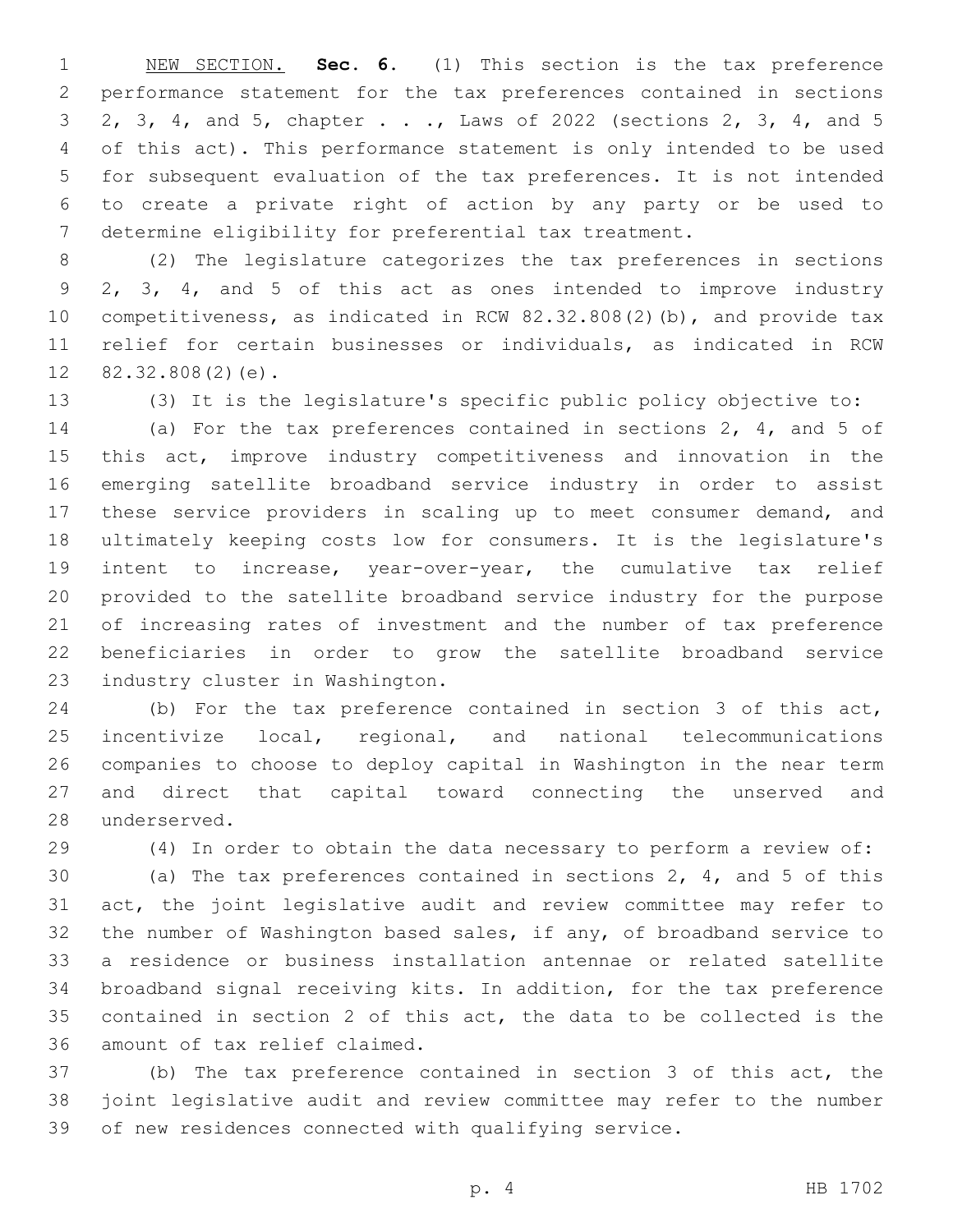NEW SECTION. **Sec. 6.** (1) This section is the tax preference performance statement for the tax preferences contained in sections 2, 3, 4, and 5, chapter . . ., Laws of 2022 (sections 2, 3, 4, and 5 of this act). This performance statement is only intended to be used for subsequent evaluation of the tax preferences. It is not intended to create a private right of action by any party or be used to determine eligibility for preferential tax treatment.

(2) The legislature categorizes the tax preferences in sections 2, 3, 4, and 5 of this act as ones intended to improve industry competitiveness, as indicated in RCW 82.32.808(2)(b), and provide tax relief for certain businesses or individuals, as indicated in RCW 82.32.808(2)(e).

(3) It is the legislature's specific public policy objective to:

(a) For the tax preferences contained in sections 2, 4, and 5 of this act, improve industry competitiveness and innovation in the emerging satellite broadband service industry in order to assist these service providers in scaling up to meet consumer demand, and ultimately keeping costs low for consumers. It is the legislature's intent to increase, year-over-year, the cumulative tax relief provided to the satellite broadband service industry for the purpose of increasing rates of investment and the number of tax preference beneficiaries in order to grow the satellite broadband service industry cluster in Washington.

(b) For the tax preference contained in section 3 of this act, incentivize local, regional, and national telecommunications companies to choose to deploy capital in Washington in the near term and direct that capital toward connecting the unserved and underserved.

(4) In order to obtain the data necessary to perform a review of:

(a) The tax preferences contained in sections 2, 4, and 5 of this act, the joint legislative audit and review committee may refer to the number of Washington based sales, if any, of broadband service to a residence or business installation antennae or related satellite broadband signal receiving kits. In addition, for the tax preference contained in section 2 of this act, the data to be collected is the amount of tax relief claimed.

(b) The tax preference contained in section 3 of this act, the joint legislative audit and review committee may refer to the number of new residences connected with qualifying service.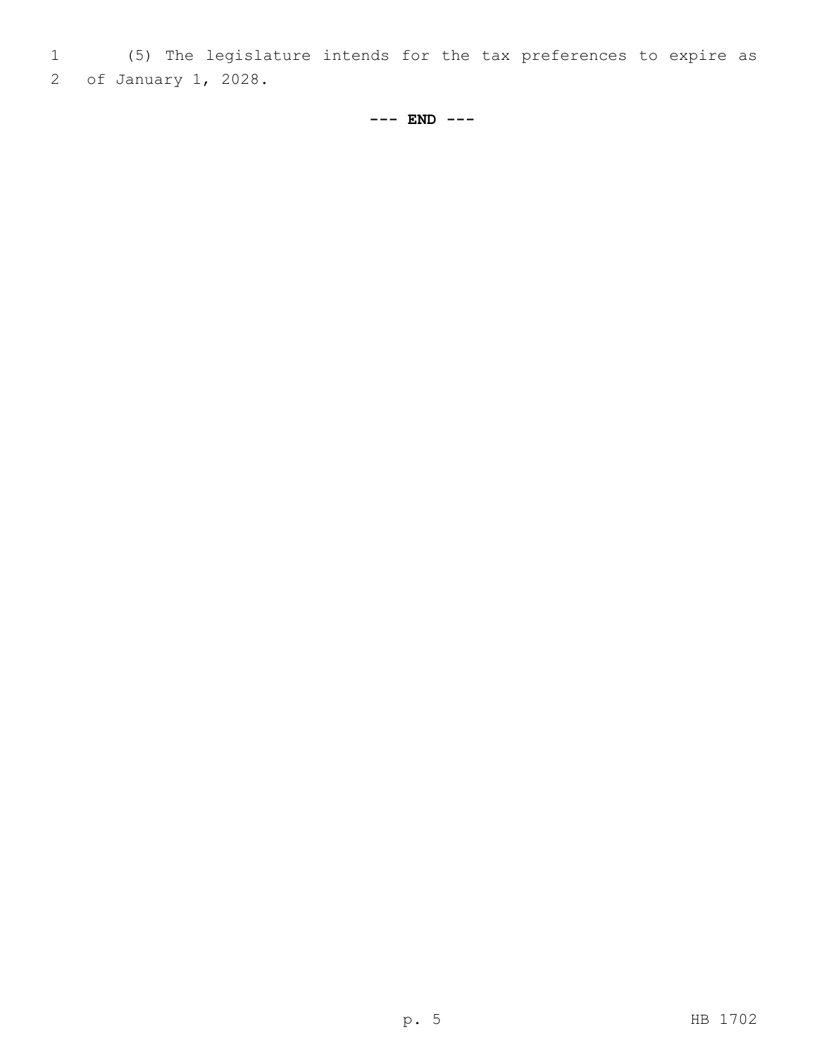(5) The legislature intends for the tax preferences to expire as of January 1, 2028.

**--- END ---**